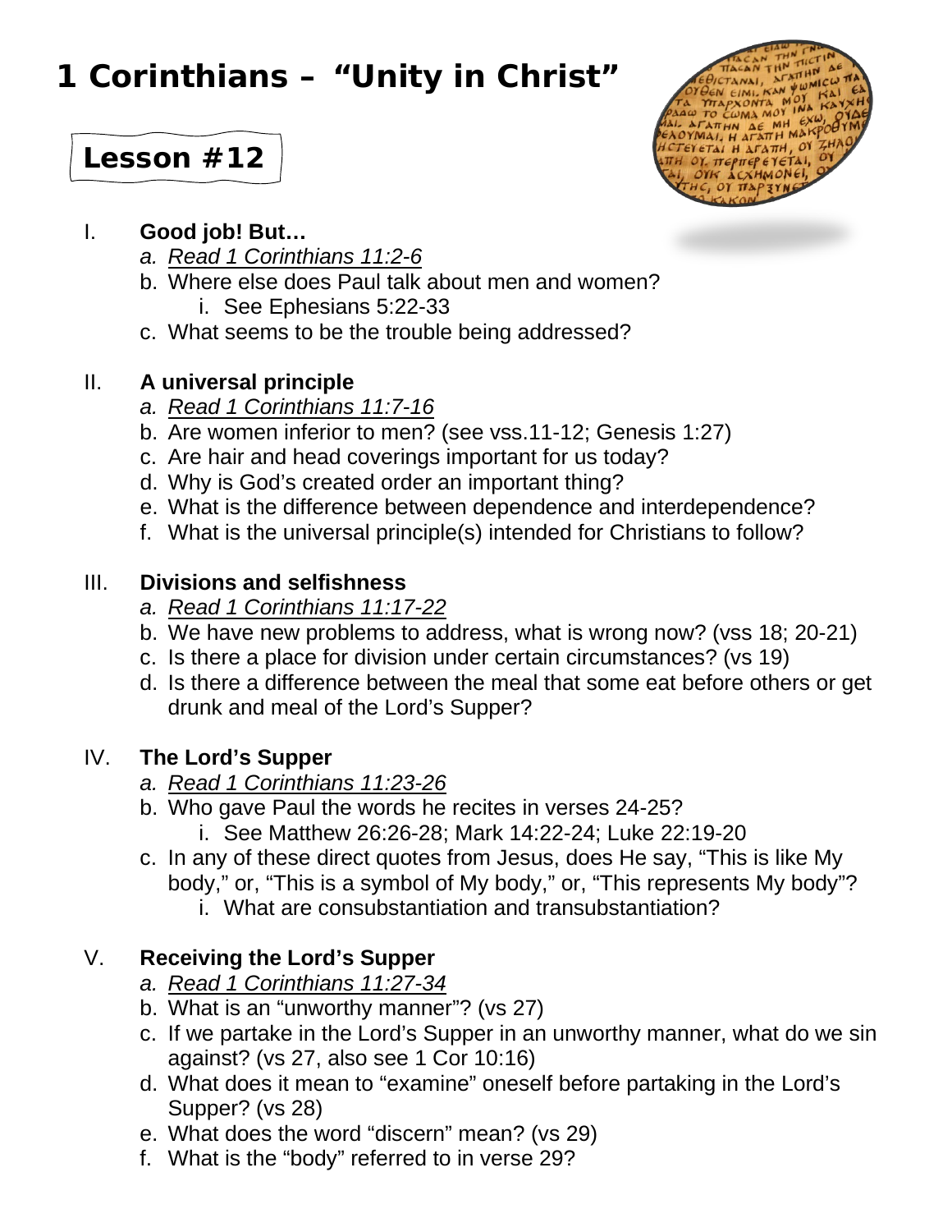# 1 Corinthians – "Unity in Christ"

## Lesson #12

I. **Good job! But…**
   a. *Read 1 Corinthians 11:2-6*
   b. Where else does Paul talk about men and women?
      i. See Ephesians 5:22-33
   c. What seems to be the trouble being addressed?

II. **A universal principle**
   a. *Read 1 Corinthians 11:7-16*
   b. Are women inferior to men? (see vss.11-12; Genesis 1:27)
   c. Are hair and head coverings important for us today?
   d. Why is God's created order an important thing?
   e. What is the difference between dependence and interdependence?
   f. What is the universal principle(s) intended for Christians to follow?

III. **Divisions and selfishness**
   a. *Read 1 Corinthians 11:17-22*
   b. We have new problems to address, what is wrong now? (vss 18; 20-21)
   c. Is there a place for division under certain circumstances? (vs 19)
   d. Is there a difference between the meal that some eat before others or get drunk and meal of the Lord's Supper?

IV. **The Lord's Supper**
   a. *Read 1 Corinthians 11:23-26*
   b. Who gave Paul the words he recites in verses 24-25?
      i. See Matthew 26:26-28; Mark 14:22-24; Luke 22:19-20
   c. In any of these direct quotes from Jesus, does He say, "This is like My body," or, "This is a symbol of My body," or, "This represents My body"?
      i. What are consubstantiation and transubstantiation?

V. **Receiving the Lord's Supper**
   a. *Read 1 Corinthians 11:27-34*
   b. What is an "unworthy manner"? (vs 27)
   c. If we partake in the Lord's Supper in an unworthy manner, what do we sin against? (vs 27, also see 1 Cor 10:16)
   d. What does it mean to "examine" oneself before partaking in the Lord's Supper? (vs 28)
   e. What does the word "discern" mean? (vs 29)
   f. What is the "body" referred to in verse 29?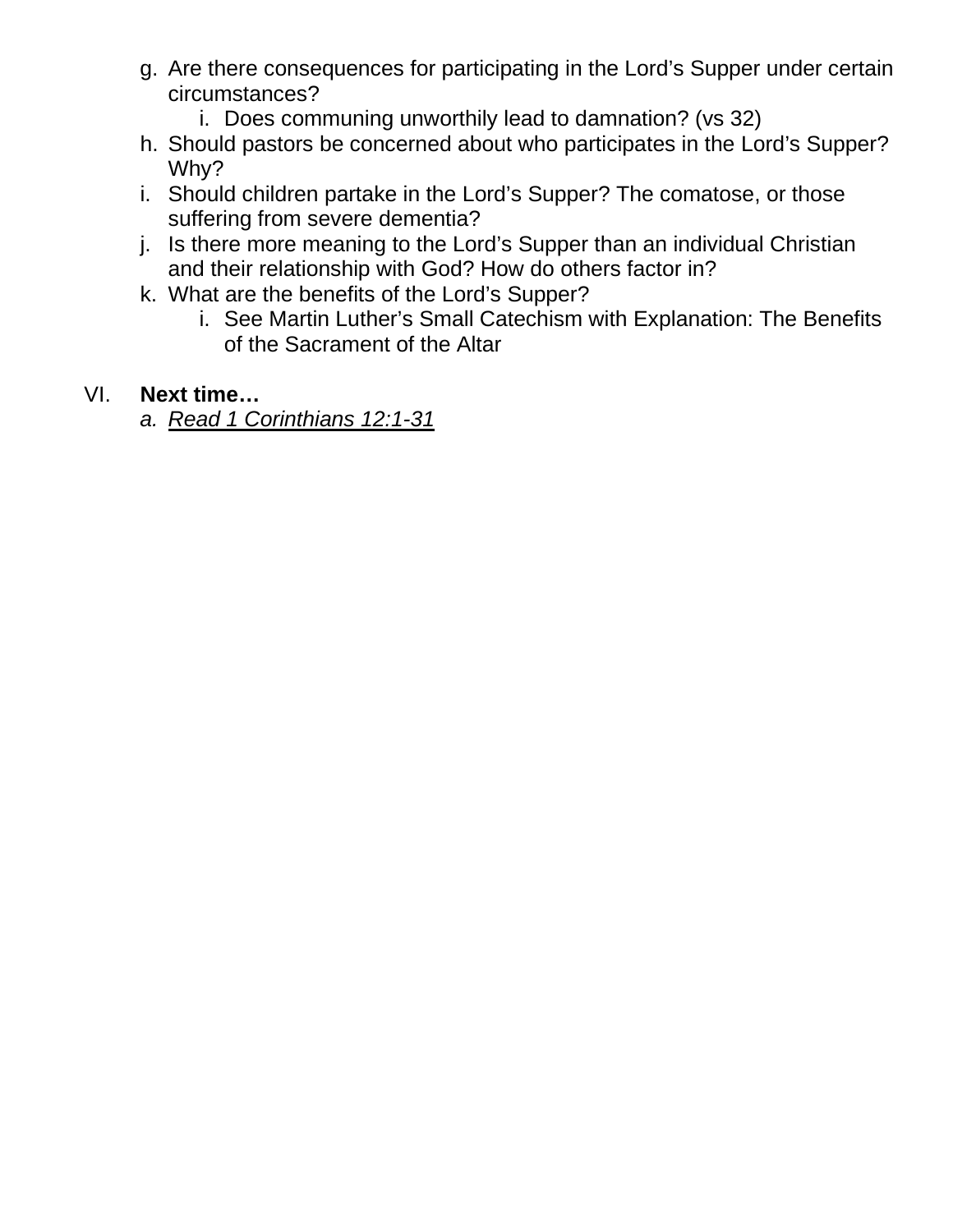g. Are there consequences for participating in the Lord's Supper under certain circumstances?
    i. Does communing unworthily lead to damnation? (vs 32)
h. Should pastors be concerned about who participates in the Lord's Supper? Why?
i. Should children partake in the Lord's Supper? The comatose, or those suffering from severe dementia?
j. Is there more meaning to the Lord's Supper than an individual Christian and their relationship with God? How do others factor in?
k. What are the benefits of the Lord's Supper?
    i. See Martin Luther's Small Catechism with Explanation: The Benefits of the Sacrament of the Altar

VI. **Next time…**

a. *Read 1 Corinthians 12:1-31*